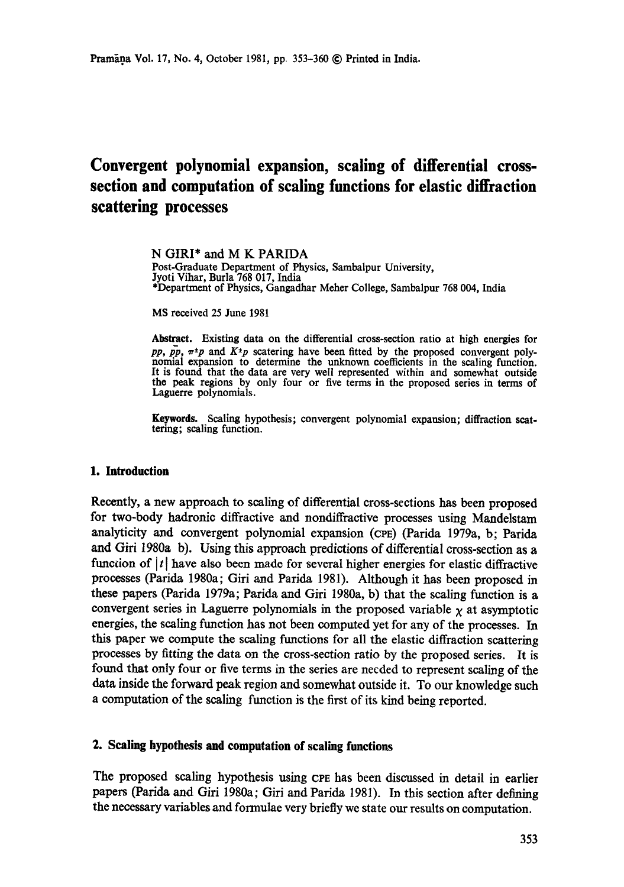# Convergent polynomial expansion, scaling of differential cross-section and computation of scaling functions for elastic diffraction scattering processes

N GIRI* and M K PARIDA

Post-Graduate Department of Physics, Sambalpur University, Jyoti Vihar, Burla 768 017, India

*Department of Physics, Gangadhar Meher College, Sambalpur 768 004, India

MS received 25 June 1981

**Abstract.** Existing data on the differential cross-section ratio at high energies for $pp$, $\bar{p}p$, $\pi^{\pm}p$ and $K^{\pm}p$ scatering have been fitted by the proposed convergent polynomial expansion to determine the unknown coefficients in the scaling function. It is found that the data are very well represented within and somewhat outside the peak regions by only four or five terms in the proposed series in terms of Laguerre polynomials.

**Keywords.** Scaling hypothesis; convergent polynomial expansion; diffraction scattering; scaling function.

## 1. Introduction

Recently, a new approach to scaling of differential cross-sections has been proposed for two-body hadronic diffractive and nondiffractive processes using Mandelstam analyticity and convergent polynomial expansion (CPE) (Parida 1979a, b; Parida and Giri 1980a b). Using this approach predictions of differential cross-section as a function of $|t|$ have also been made for several higher energies for elastic diffractive processes (Parida 1980a; Giri and Parida 1981). Although it has been proposed in these papers (Parida 1979a; Parida and Giri 1980a, b) that the scaling function is a convergent series in Laguerre polynomials in the proposed variable $\chi$ at asymptotic energies, the scaling function has not been computed yet for any of the processes. In this paper we compute the scaling functions for all the elastic diffraction scattering processes by fitting the data on the cross-section ratio by the proposed series. It is found that only four or five terms in the series are needed to represent scaling of the data inside the forward peak region and somewhat outside it. To our knowledge such a computation of the scaling function is the first of its kind being reported.

## 2. Scaling hypothesis and computation of scaling functions

The proposed scaling hypothesis using CPE has been discussed in detail in earlier papers (Parida and Giri 1980a; Giri and Parida 1981). In this section after defining the necessary variables and formulae very briefly we state our results on computation.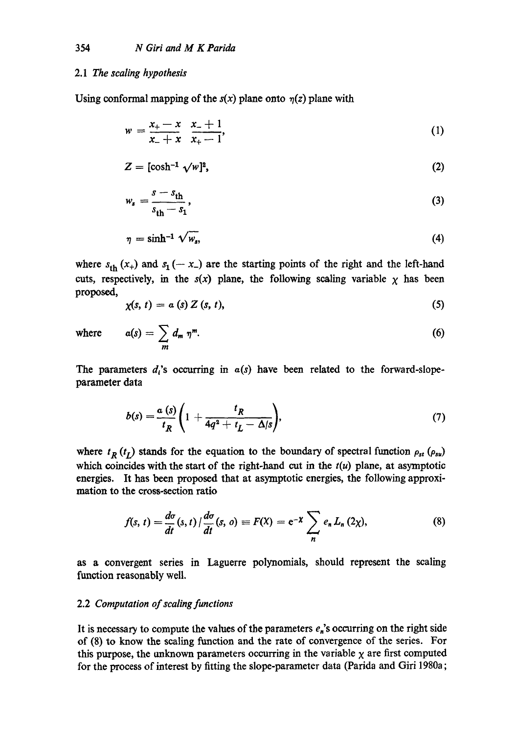### 2.1 *The scaling hypothesis*

Using conformal mapping of the $s(x)$ plane onto $\eta(z)$ plane with

$$w = \frac{x_+ - x}{x_- + x} \frac{x_- + 1}{x_+ - 1}, \tag{1}$$

$$Z = [\cosh^{-1} \sqrt{w}]^2, \tag{2}$$

$$w_s = \frac{s - s_{\text{th}}}{s_{\text{th}} - s_1}, \tag{3}$$

$$\eta = \sinh^{-1} \sqrt{w_s}, \tag{4}$$

where $s_{\text{th}}$ $(x_+)$ and $s_1$ $(-x_-)$ are the starting points of the right and the left-hand cuts, respectively, in the $s(x)$ plane, the following scaling variable $\chi$ has been proposed,

$$\chi(s, t) = a(s) \, Z(s, t), \tag{5}$$

where
$$a(s) = \sum_m d_m \, \eta^m. \tag{6}$$

The parameters $d_i$'s occurring in $a(s)$ have been related to the forward-slope-parameter data

$$b(s) = \frac{a(s)}{t_R} \left(1 + \frac{t_R}{4q^2 + t_L - \Delta/s}\right), \tag{7}$$

where $t_R$ $(t_L)$ stands for the equation to the boundary of spectral function $\rho_{st}$ $(\rho_{su})$ which coincides with the start of the right-hand cut in the $t(u)$ plane, at asymptotic energies. It has been proposed that at asymptotic energies, the following approximation to the cross-section ratio

$$f(s, t) = \frac{d\sigma}{dt}(s, t) / \frac{d\sigma}{dt}(s, o) \equiv F(X) = e^{-X} \sum_n e_n \, L_n (2\chi), \tag{8}$$

as a convergent series in Laguerre polynomials, should represent the scaling function reasonably well.

### 2.2 *Computation of scaling functions*

It is necessary to compute the values of the parameters $e_n$'s occurring on the right side of (8) to know the scaling function and the rate of convergence of the series. For this purpose, the unknown parameters occurring in the variable $\chi$ are first computed for the process of interest by fitting the slope-parameter data (Parida and Giri 1980a;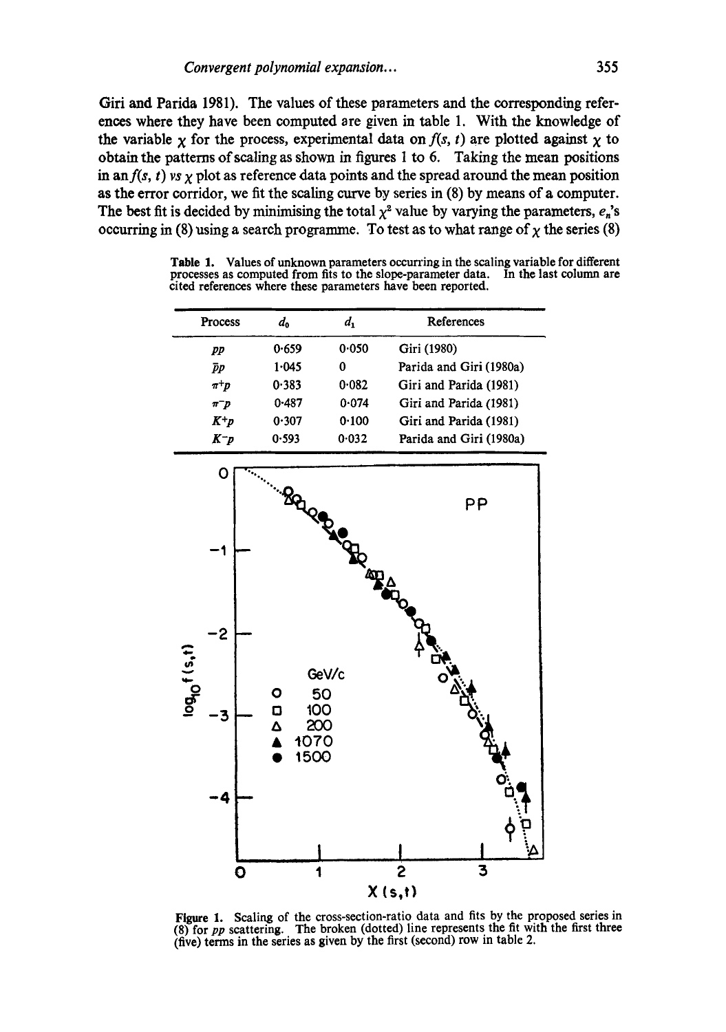Giri and Parida 1981). The values of these parameters and the corresponding references where they have been computed are given in table 1. With the knowledge of the variable $\chi$ for the process, experimental data on $f(s, t)$ are plotted against $\chi$ to obtain the patterns of scaling as shown in figures 1 to 6. Taking the mean positions in an $f(s, t)$ *vs* $\chi$ plot as reference data points and the spread around the mean position as the error corridor, we fit the scaling curve by series in (8) by means of a computer. The best fit is decided by minimising the total $\chi^2$ value by varying the parameters, $e_n$'s occurring in (8) using a search programme. To test as to what range of $\chi$ the series (8)

**Table 1.** Values of unknown parameters occurring in the scaling variable for different processes as computed from fits to the slope-parameter data. In the last column are cited references where these parameters have been reported.

| Process | $d_0$ | $d_1$ | References |
|---|---|---|---|
| $pp$ | 0·659 | 0·050 | Giri (1980) |
| $\bar{p}p$ | 1·045 | 0 | Parida and Giri (1980a) |
| $\pi^+p$ | 0·383 | 0·082 | Giri and Parida (1981) |
| $\pi^-p$ | 0·487 | 0·074 | Giri and Parida (1981) |
| $K^+p$ | 0·307 | 0·100 | Giri and Parida (1981) |
| $K^-p$ | 0·593 | 0·032 | Parida and Giri (1980a) |

**Figure 1.** Scaling of the cross-section-ratio data and fits by the proposed series in (8) for $pp$ scattering. The broken (dotted) line represents the fit with the first three (five) terms in the series as given by the first (second) row in table 2.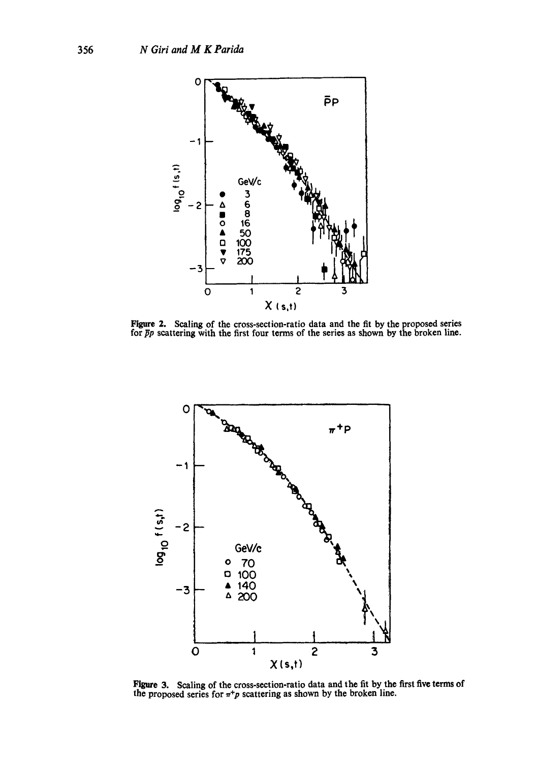Figure 2. Scaling of the cross-section-ratio data and the fit by the proposed series for $\bar{p}p$ scattering with the first four terms of the series as shown by the broken line.

Figure 3. Scaling of the cross-section-ratio data and the fit by the first five terms of the proposed series for $\pi^+p$ scattering as shown by the broken line.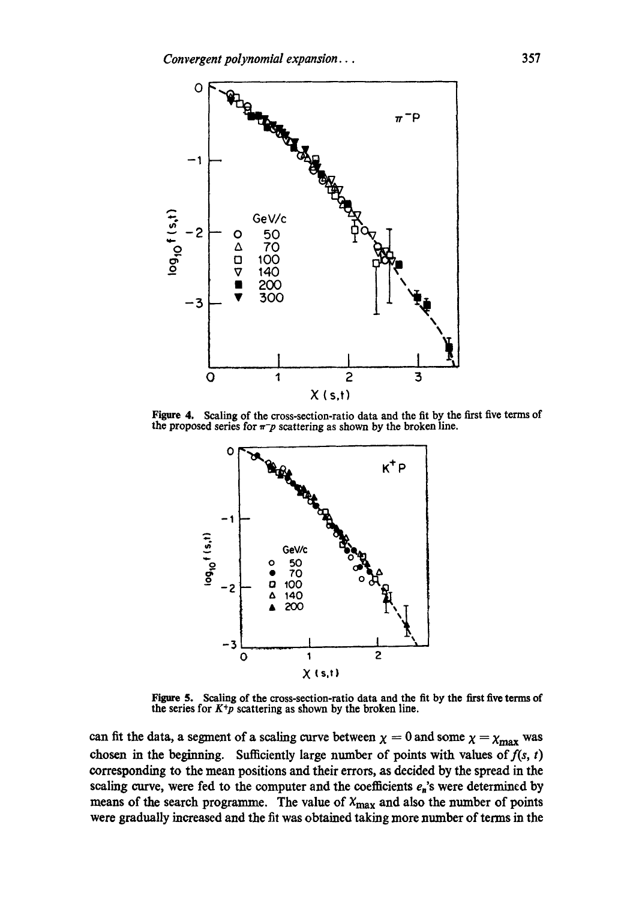**Figure 4.** Scaling of the cross-section-ratio data and the fit by the first five terms of the proposed series for $\pi^- p$ scattering as shown by the broken line.

**Figure 5.** Scaling of the cross-section-ratio data and the fit by the first five terms of the series for $K^+ p$ scattering as shown by the broken line.

can fit the data, a segment of a scaling curve between $\chi = 0$ and some $\chi = \chi_{max}$ was chosen in the beginning. Sufficiently large number of points with values of $f(s, t)$ corresponding to the mean positions and their errors, as decided by the spread in the scaling curve, were fed to the computer and the coefficients $e_n$'s were determined by means of the search programme. The value of $\chi_{max}$ and also the number of points were gradually increased and the fit was obtained taking more number of terms in the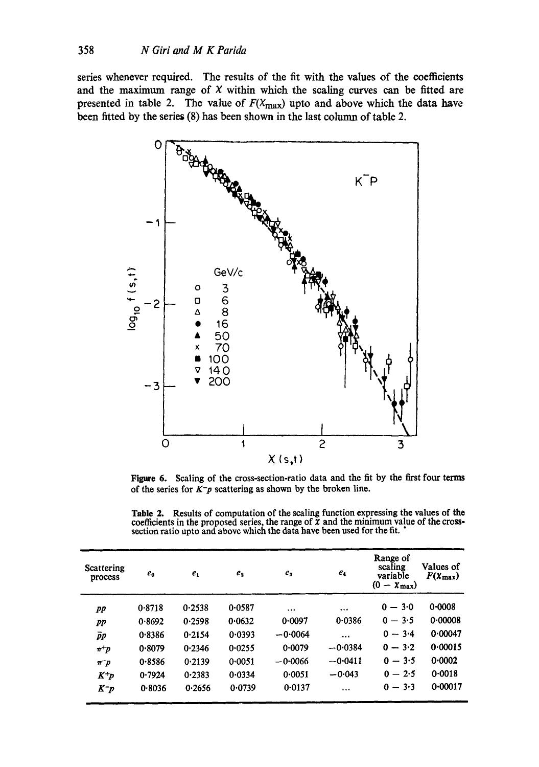series whenever required. The results of the fit with the values of the coefficients and the maximum range of $X$ within which the scaling curves can be fitted are presented in table 2. The value of $F(X_{max})$ upto and above which the data have been fitted by the series (8) has been shown in the last column of table 2.

**Figure 6.** Scaling of the cross-section-ratio data and the fit by the first four terms of the series for $K^-p$ scattering as shown by the broken line.

**Table 2.** Results of computation of the scaling function expressing the values of the coefficients in the proposed series, the range of $X$ and the minimum value of the cross-section ratio upto and above which the data have been used for the fit.

| Scattering process | $e_0$ | $e_1$ | $e_2$ | $e_3$ | $e_4$ | Range of scaling variable $(0 - X_{max})$ | Values of $F(X_{max})$ |
|---|---|---|---|---|---|---|---|
| $pp$ | 0·8718 | 0·2538 | 0·0587 | ... | ... | 0 − 3·0 | 0·0008 |
| $pp$ | 0·8692 | 0·2598 | 0·0632 | 0·0097 | 0·0386 | 0 − 3·5 | 0·00008 |
| $\bar{p}p$ | 0·8386 | 0·2154 | 0·0393 | −0·0064 | ... | 0 − 3·4 | 0·00047 |
| $\pi^+p$ | 0·8079 | 0·2346 | 0·0255 | 0·0079 | −0·0384 | 0 − 3·2 | 0·00015 |
| $\pi^-p$ | 0·8586 | 0·2139 | 0·0051 | −0·0066 | −0·0411 | 0 − 3·5 | 0·0002 |
| $K^+p$ | 0·7924 | 0·2383 | 0·0334 | 0·0051 | −0·043 | 0 − 2·5 | 0·0018 |
| $K^-p$ | 0·8036 | 0·2656 | 0·0739 | 0·0137 | ... | 0 − 3·3 | 0·00017 |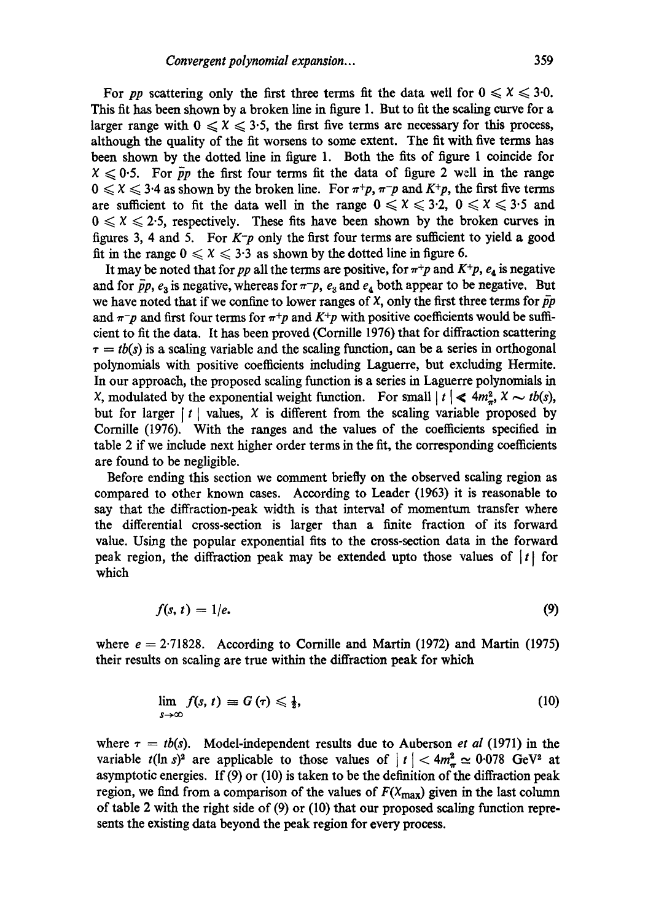For $pp$ scattering only the first three terms fit the data well for $0 \leqslant X \leqslant 3{\cdot}0$. This fit has been shown by a broken line in figure 1. But to fit the scaling curve for a larger range with $0 \leqslant X \leqslant 3{\cdot}5$, the first five terms are necessary for this process, although the quality of the fit worsens to some extent. The fit with five terms has been shown by the dotted line in figure 1. Both the fits of figure 1 coincide for $X \leqslant 0{\cdot}5$. For $\bar{p}p$ the first four terms fit the data of figure 2 well in the range $0 \leqslant X \leqslant 3{\cdot}4$ as shown by the broken line. For $\pi^+p$, $\pi^-p$ and $K^+p$, the first five terms are sufficient to fit the data well in the range $0 \leqslant X \leqslant 3{\cdot}2$, $0 \leqslant X \leqslant 3{\cdot}5$ and $0 \leqslant X \leqslant 2{\cdot}5$, respectively. These fits have been shown by the broken curves in figures 3, 4 and 5. For $K^-p$ only the first four terms are sufficient to yield a good fit in the range $0 \leqslant X \leqslant 3{\cdot}3$ as shown by the dotted line in figure 6.

It may be noted that for $pp$ all the terms are positive, for $\pi^+p$ and $K^+p$, $e_4$ is negative and for $\bar{p}p$, $e_3$ is negative, whereas for $\pi^-p$, $e_3$ and $e_4$ both appear to be negative. But we have noted that if we confine to lower ranges of $X$, only the first three terms for $\bar{p}p$ and $\pi^-p$ and first four terms for $\pi^+p$ and $K^+p$ with positive coefficients would be sufficient to fit the data. It has been proved (Cornille 1976) that for diffraction scattering $\tau = tb(s)$ is a scaling variable and the scaling function, can be a series in orthogonal polynomials with positive coefficients including Laguerre, but excluding Hermite. In our approach, the proposed scaling function is a series in Laguerre polynomials in $X$, modulated by the exponential weight function. For small $|t| \ll 4m_\pi^2$, $X \sim tb(s)$, but for larger $|t|$ values, $X$ is different from the scaling variable proposed by Cornille (1976). With the ranges and the values of the coefficients specified in table 2 if we include next higher order terms in the fit, the corresponding coefficients are found to be negligible.

Before ending this section we comment briefly on the observed scaling region as compared to other known cases. According to Leader (1963) it is reasonable to say that the diffraction-peak width is that interval of momentum transfer where the differential cross-section is larger than a finite fraction of its forward value. Using the popular exponential fits to the cross-section data in the forward peak region, the diffraction peak may be extended upto those values of $|t|$ for which

$$f(s, t) = 1/e. \tag{9}$$

where $e = 2{\cdot}71828$. According to Cornille and Martin (1972) and Martin (1975) their results on scaling are true within the diffraction peak for which

$$\lim_{s \to \infty} f(s, t) \equiv G(\tau) \leqslant \tfrac{1}{2}, \tag{10}$$

where $\tau = tb(s)$. Model-independent results due to Auberson *et al* (1971) in the variable $t(\ln s)^2$ are applicable to those values of $|t| < 4m_\pi^2 \simeq 0{\cdot}078$ GeV$^2$ at asymptotic energies. If (9) or (10) is taken to be the definition of the diffraction peak region, we find from a comparison of the values of $F(X_{\max})$ given in the last column of table 2 with the right side of (9) or (10) that our proposed scaling function represents the existing data beyond the peak region for every process.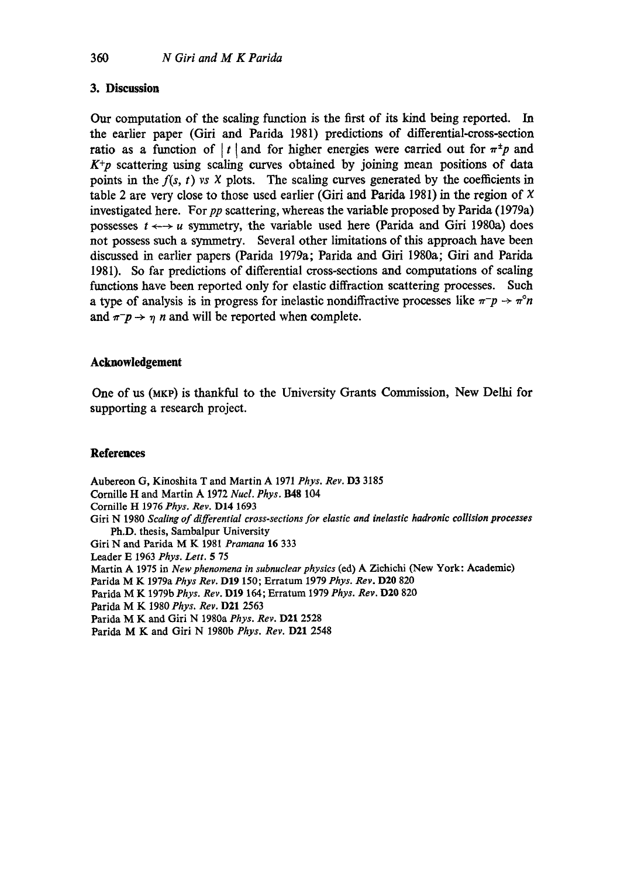## 3. Discussion

Our computation of the scaling function is the first of its kind being reported. In the earlier paper (Giri and Parida 1981) predictions of differential-cross-section ratio as a function of $|t|$ and for higher energies were carried out for $\pi^{\pm}p$ and $K^{+}p$ scattering using scaling curves obtained by joining mean positions of data points in the $f(s, t)$ *vs* $X$ plots. The scaling curves generated by the coefficients in table 2 are very close to those used earlier (Giri and Parida 1981) in the region of $X$ investigated here. For *pp* scattering, whereas the variable proposed by Parida (1979a) possesses $t \longleftrightarrow u$ symmetry, the variable used here (Parida and Giri 1980a) does not possess such a symmetry. Several other limitations of this approach have been discussed in earlier papers (Parida 1979a; Parida and Giri 1980a; Giri and Parida 1981). So far predictions of differential cross-sections and computations of scaling functions have been reported only for elastic diffraction scattering processes. Such a type of analysis is in progress for inelastic nondiffractive processes like $\pi^{-}p \rightarrow \pi^{\circ}n$ and $\pi^{-}p \rightarrow \eta\, n$ and will be reported when complete.

## Acknowledgement

One of us (MKP) is thankful to the University Grants Commission, New Delhi for supporting a research project.

## References

Aubereon G, Kinoshita T and Martin A 1971 *Phys. Rev.* **D3** 3185

Cornille H and Martin A 1972 *Nucl. Phys.* **B48** 104

Cornille H 1976 *Phys. Rev.* **D14** 1693

Giri N 1980 *Scaling of differential cross-sections for elastic and inelastic hadronic collision processes* Ph.D. thesis, Sambalpur University

Giri N and Parida M K 1981 *Pramana* **16** 333

Leader E 1963 *Phys. Lett.* **5** 75

Martin A 1975 in *New phenomena in subnuclear physics* (ed) A Zichichi (New York: Academic)

Parida M K 1979a *Phys Rev.* **D19** 150; Erratum 1979 *Phys. Rev.* **D20** 820

Parida M K 1979b *Phys. Rev.* **D19** 164; Erratum 1979 *Phys. Rev.* **D20** 820

Parida M K 1980 *Phys. Rev.* **D21** 2563

Parida M K and Giri N 1980a *Phys. Rev.* **D21** 2528

Parida M K and Giri N 1980b *Phys. Rev.* **D21** 2548